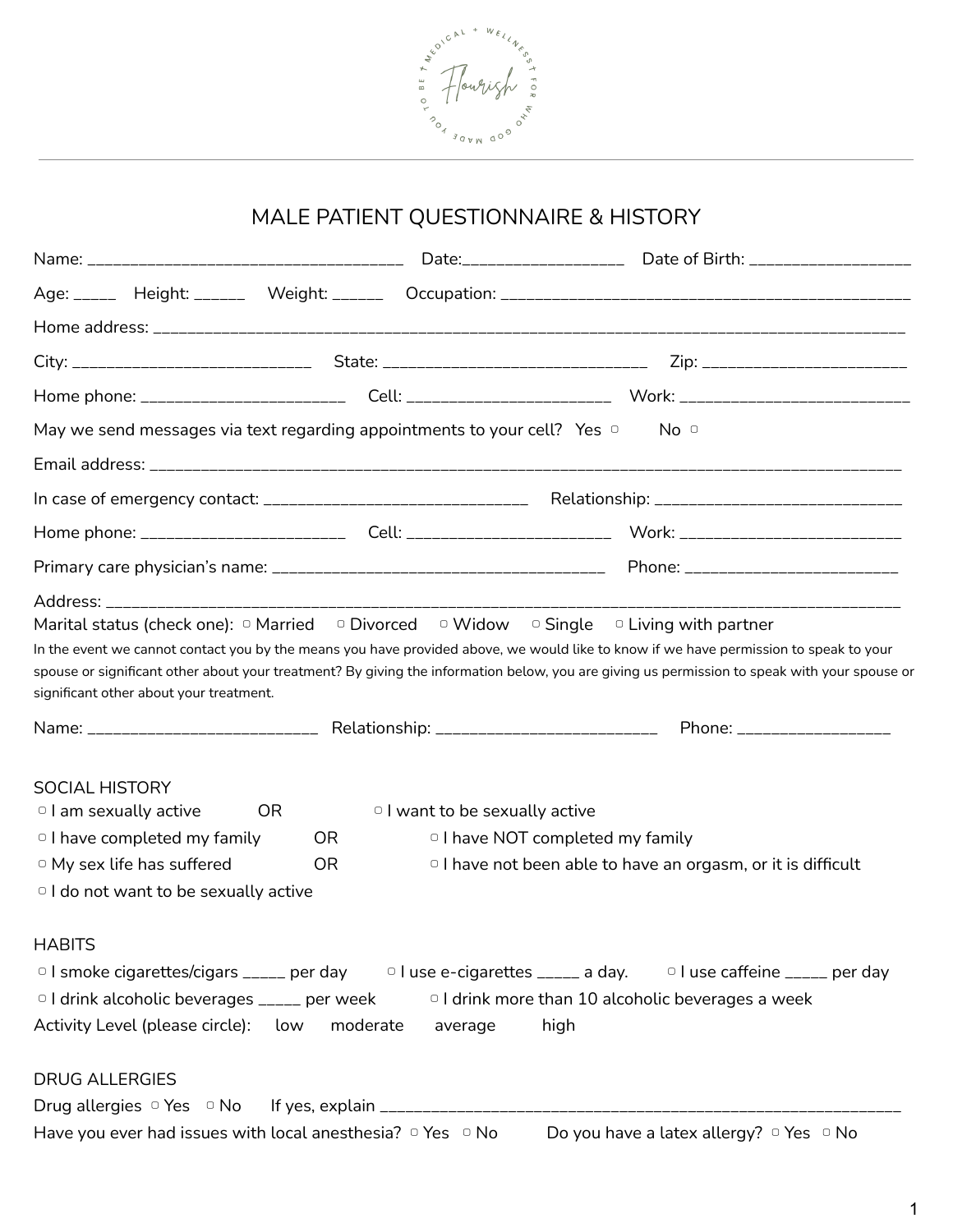# MALE PATIENT QUESTIONNAIRE & HISTORY

Name: ____________________________________ Date:__________________ Date of Birth: __________________

Age: _____ Height: ______ Weight: ______ Occupation: _______________________________________________

Home address: ______________________________________________________________________________________

City: ___________________________ State: ______________________________ Zip: _______________________

Home phone: _______________________ Cell: _______________________ Work: _________________________

May we send messages via text regarding appointments to your cell? Yes ▢ No ▢

Email address: _____________________________________________________________________________________

In case of emergency contact: ______________________________ Relationship: ____________________________

Home phone: _______________________ Cell: _______________________ Work: ________________________

Primary care physician's name: ______________________________________ Phone: ________________________

Address: __________________________________________________________________________________________

Marital status (check one): ▢ Married ▢ Divorced ▢ Widow ▢ Single ▢ Living with partner

In the event we cannot contact you by the means you have provided above, we would like to know if we have permission to speak to your spouse or significant other about your treatment? By giving the information below, you are giving us permission to speak with your spouse or significant other about your treatment.

Name: __________________________ Relationship: _________________________ Phone: _________________

## SOCIAL HISTORY

▢ I am sexually active OR ▢ I want to be sexually active

▢ I have completed my family OR ▢ I have NOT completed my family

▢ My sex life has suffered OR ▢ I have not been able to have an orgasm, or it is difficult

▢ I do not want to be sexually active

## HABITS

▢ I smoke cigarettes/cigars _____ per day ▢ I use e-cigarettes _____ a day. ▢ I use caffeine _____ per day

▢ I drink alcoholic beverages _____ per week ▢ I drink more than 10 alcoholic beverages a week

Activity Level (please circle): low moderate average high

## DRUG ALLERGIES

Drug allergies ▢ Yes ▢ No If yes, explain ____________________________________________________________

Have you ever had issues with local anesthesia? ▢ Yes ▢ No Do you have a latex allergy? ▢ Yes ▢ No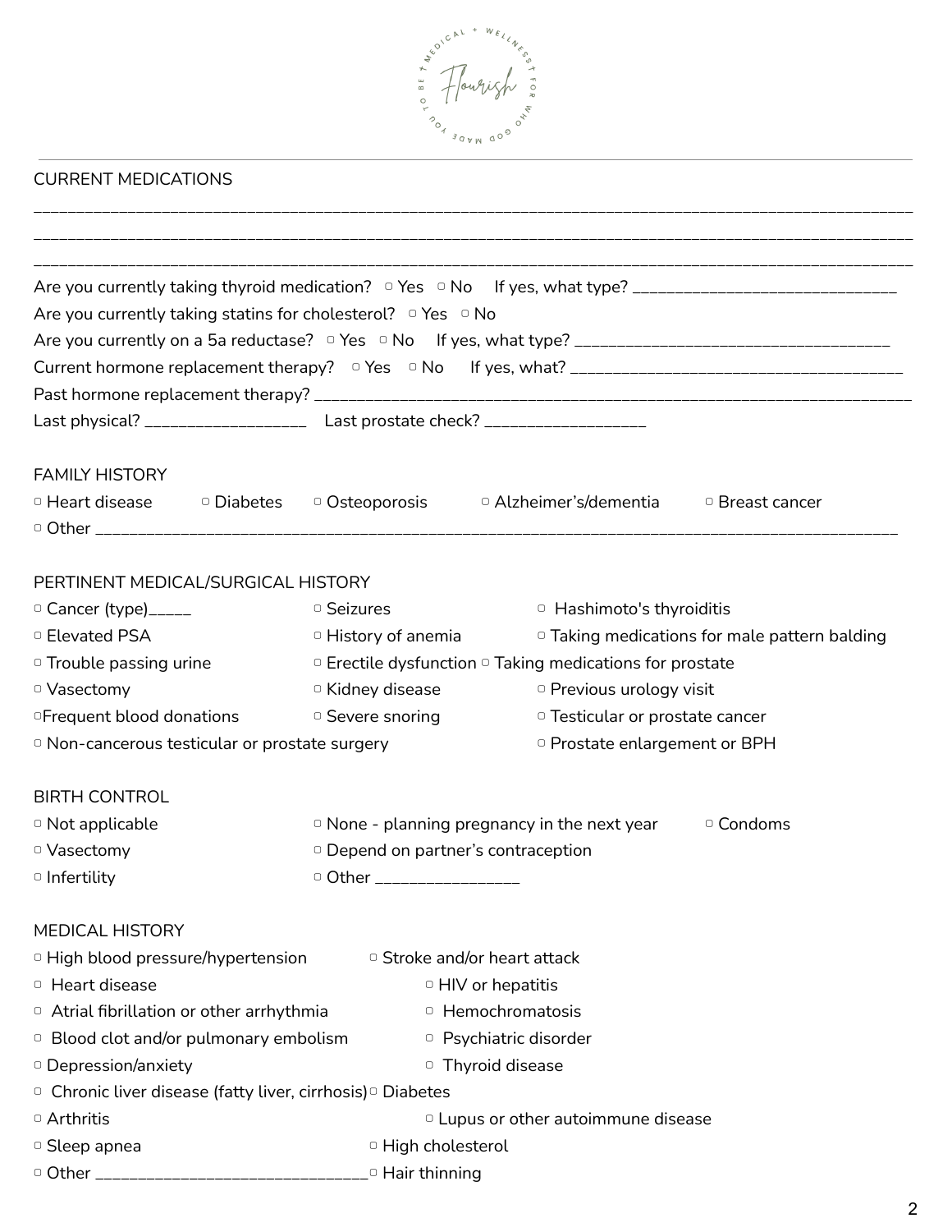## CURRENT MEDICATIONS

_______________________________________________________________________________________________

_______________________________________________________________________________________________

_______________________________________________________________________________________________

Are you currently taking thyroid medication? ▢ Yes ▢ No If yes, what type? ______________________________

Are you currently taking statins for cholesterol? ▢ Yes ▢ No

Are you currently on a 5a reductase? ▢ Yes ▢ No If yes, what type? ___________________________________

Current hormone replacement therapy? ▢ Yes ▢ No If yes, what? _____________________________________

Past hormone replacement therapy? _____________________________________________________________________

Last physical? __________________ Last prostate check? __________________

## FAMILY HISTORY

▢ Heart disease ▢ Diabetes ▢ Osteoporosis ▢ Alzheimer's/dementia ▢ Breast cancer

▢ Other ___________________________________________________________________________________________

## PERTINENT MEDICAL/SURGICAL HISTORY

▢ Cancer (type)_____ ▢ Seizures ▢ Hashimoto's thyroiditis

▢ Elevated PSA ▢ History of anemia ▢ Taking medications for male pattern balding

▢ Trouble passing urine ▢ Erectile dysfunction ▢ Taking medications for prostate

▢ Vasectomy ▢ Kidney disease ▢ Previous urology visit

▢ Frequent blood donations ▢ Severe snoring ▢ Testicular or prostate cancer

▢ Non-cancerous testicular or prostate surgery ▢ Prostate enlargement or BPH

## BIRTH CONTROL

▢ Not applicable ▢ None - planning pregnancy in the next year ▢ Condoms

▢ Vasectomy ▢ Depend on partner's contraception

▢ Infertility ▢ Other ________________

## MEDICAL HISTORY

▢ High blood pressure/hypertension ▢ Stroke and/or heart attack

▢ Heart disease ▢ HIV or hepatitis

▢ Atrial fibrillation or other arrhythmia ▢ Hemochromatosis

▢ Blood clot and/or pulmonary embolism ▢ Psychiatric disorder

▢ Depression/anxiety ▢ Thyroid disease

▢ Chronic liver disease (fatty liver, cirrhosis) ▢ Diabetes

▢ Arthritis ▢ Lupus or other autoimmune disease

▢ Sleep apnea ▢ High cholesterol

▢ Other ______________________________ ▢ Hair thinning